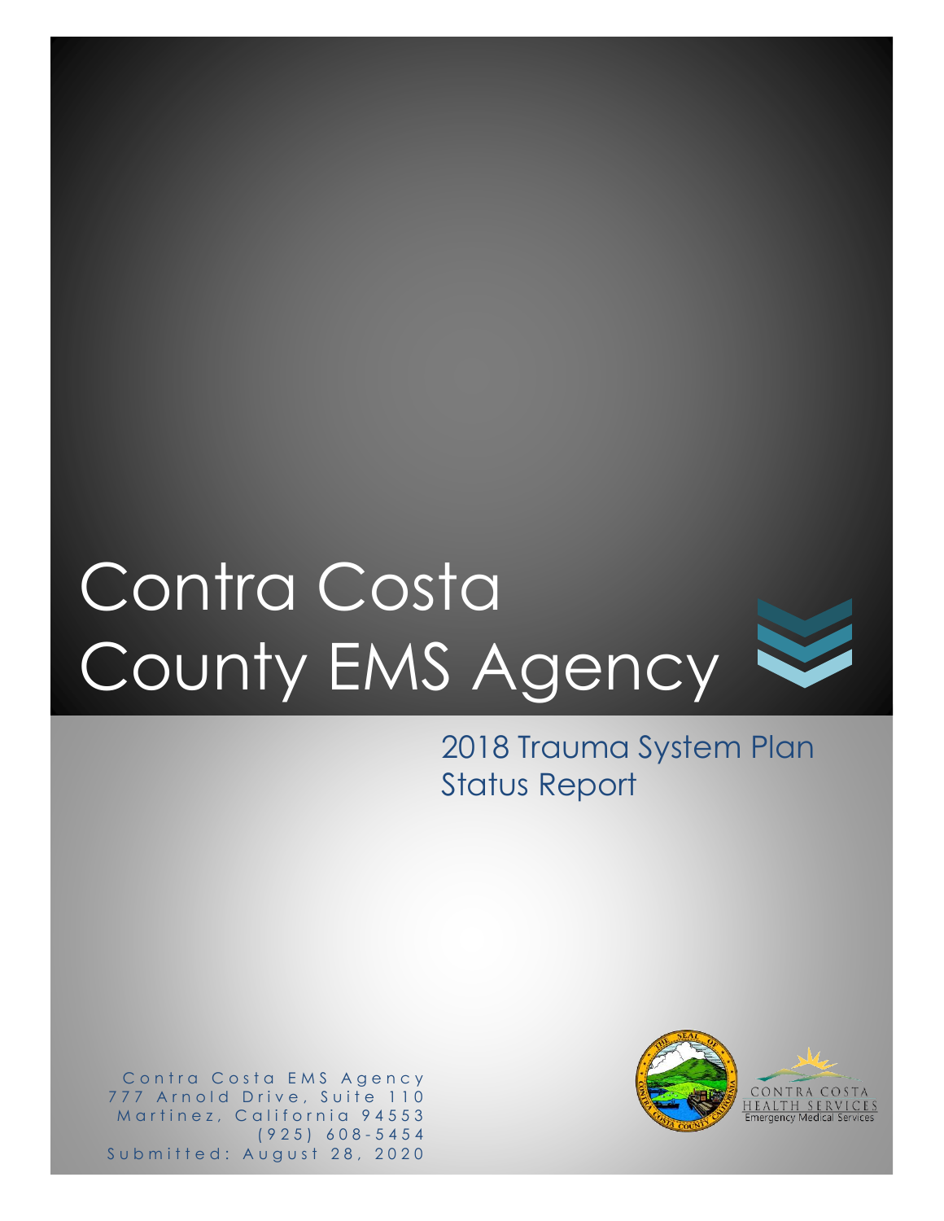# Contra Costa County EMS Agency

## 2018 Trauma System Plan Status Report

Contra Costa EMS Agency
777 Arnold Drive, Suite 110
Martinez, California 94553
(925) 608-5454
Submitted: August 28, 2020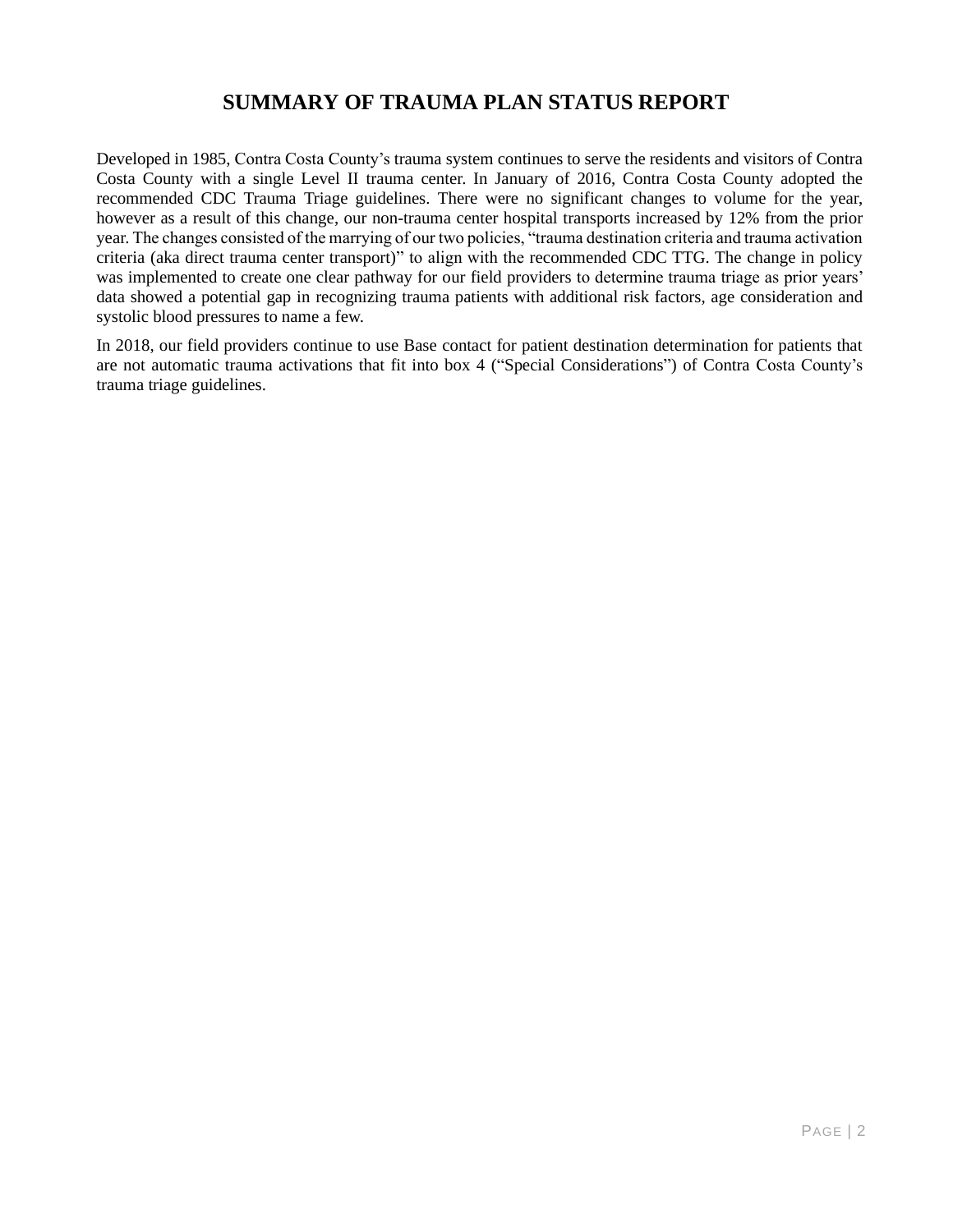# SUMMARY OF TRAUMA PLAN STATUS REPORT

Developed in 1985, Contra Costa County's trauma system continues to serve the residents and visitors of Contra Costa County with a single Level II trauma center. In January of 2016, Contra Costa County adopted the recommended CDC Trauma Triage guidelines. There were no significant changes to volume for the year, however as a result of this change, our non-trauma center hospital transports increased by 12% from the prior year. The changes consisted of the marrying of our two policies, "trauma destination criteria and trauma activation criteria (aka direct trauma center transport)" to align with the recommended CDC TTG. The change in policy was implemented to create one clear pathway for our field providers to determine trauma triage as prior years' data showed a potential gap in recognizing trauma patients with additional risk factors, age consideration and systolic blood pressures to name a few.

In 2018, our field providers continue to use Base contact for patient destination determination for patients that are not automatic trauma activations that fit into box 4 ("Special Considerations") of Contra Costa County's trauma triage guidelines.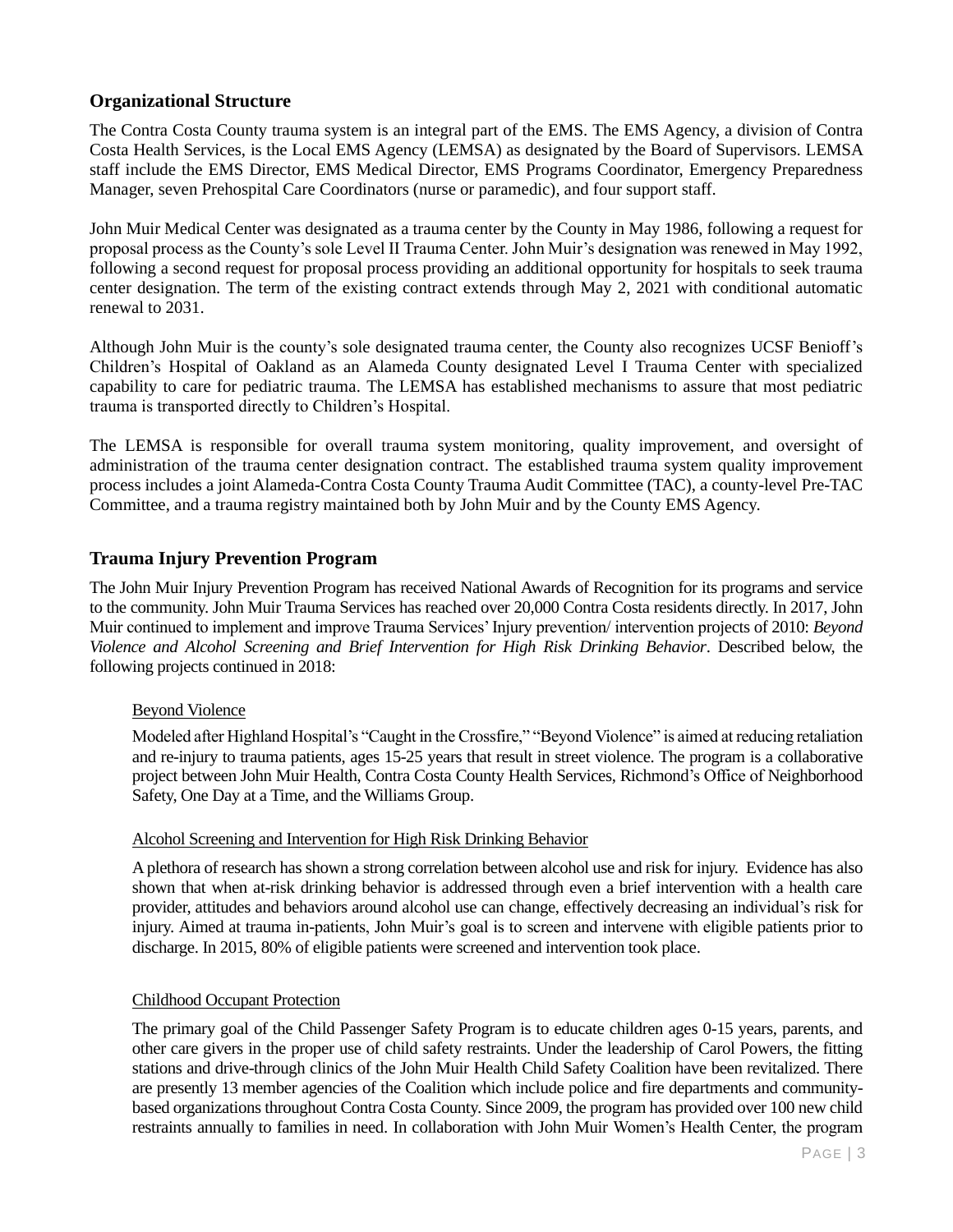## Organizational Structure

The Contra Costa County trauma system is an integral part of the EMS. The EMS Agency, a division of Contra Costa Health Services, is the Local EMS Agency (LEMSA) as designated by the Board of Supervisors. LEMSA staff include the EMS Director, EMS Medical Director, EMS Programs Coordinator, Emergency Preparedness Manager, seven Prehospital Care Coordinators (nurse or paramedic), and four support staff.

John Muir Medical Center was designated as a trauma center by the County in May 1986, following a request for proposal process as the County's sole Level II Trauma Center. John Muir's designation was renewed in May 1992, following a second request for proposal process providing an additional opportunity for hospitals to seek trauma center designation. The term of the existing contract extends through May 2, 2021 with conditional automatic renewal to 2031.

Although John Muir is the county's sole designated trauma center, the County also recognizes UCSF Benioff's Children's Hospital of Oakland as an Alameda County designated Level I Trauma Center with specialized capability to care for pediatric trauma. The LEMSA has established mechanisms to assure that most pediatric trauma is transported directly to Children's Hospital.

The LEMSA is responsible for overall trauma system monitoring, quality improvement, and oversight of administration of the trauma center designation contract. The established trauma system quality improvement process includes a joint Alameda-Contra Costa County Trauma Audit Committee (TAC), a county-level Pre-TAC Committee, and a trauma registry maintained both by John Muir and by the County EMS Agency.

## Trauma Injury Prevention Program

The John Muir Injury Prevention Program has received National Awards of Recognition for its programs and service to the community. John Muir Trauma Services has reached over 20,000 Contra Costa residents directly. In 2017, John Muir continued to implement and improve Trauma Services' Injury prevention/ intervention projects of 2010: *Beyond Violence and Alcohol Screening and Brief Intervention for High Risk Drinking Behavior*. Described below, the following projects continued in 2018:

Beyond Violence

Modeled after Highland Hospital's "Caught in the Crossfire," "Beyond Violence" is aimed at reducing retaliation and re-injury to trauma patients, ages 15-25 years that result in street violence. The program is a collaborative project between John Muir Health, Contra Costa County Health Services, Richmond's Office of Neighborhood Safety, One Day at a Time, and the Williams Group.

Alcohol Screening and Intervention for High Risk Drinking Behavior

A plethora of research has shown a strong correlation between alcohol use and risk for injury. Evidence has also shown that when at-risk drinking behavior is addressed through even a brief intervention with a health care provider, attitudes and behaviors around alcohol use can change, effectively decreasing an individual's risk for injury. Aimed at trauma in-patients, John Muir's goal is to screen and intervene with eligible patients prior to discharge. In 2015, 80% of eligible patients were screened and intervention took place.

Childhood Occupant Protection

The primary goal of the Child Passenger Safety Program is to educate children ages 0-15 years, parents, and other care givers in the proper use of child safety restraints. Under the leadership of Carol Powers, the fitting stations and drive-through clinics of the John Muir Health Child Safety Coalition have been revitalized. There are presently 13 member agencies of the Coalition which include police and fire departments and community-based organizations throughout Contra Costa County. Since 2009, the program has provided over 100 new child restraints annually to families in need. In collaboration with John Muir Women's Health Center, the program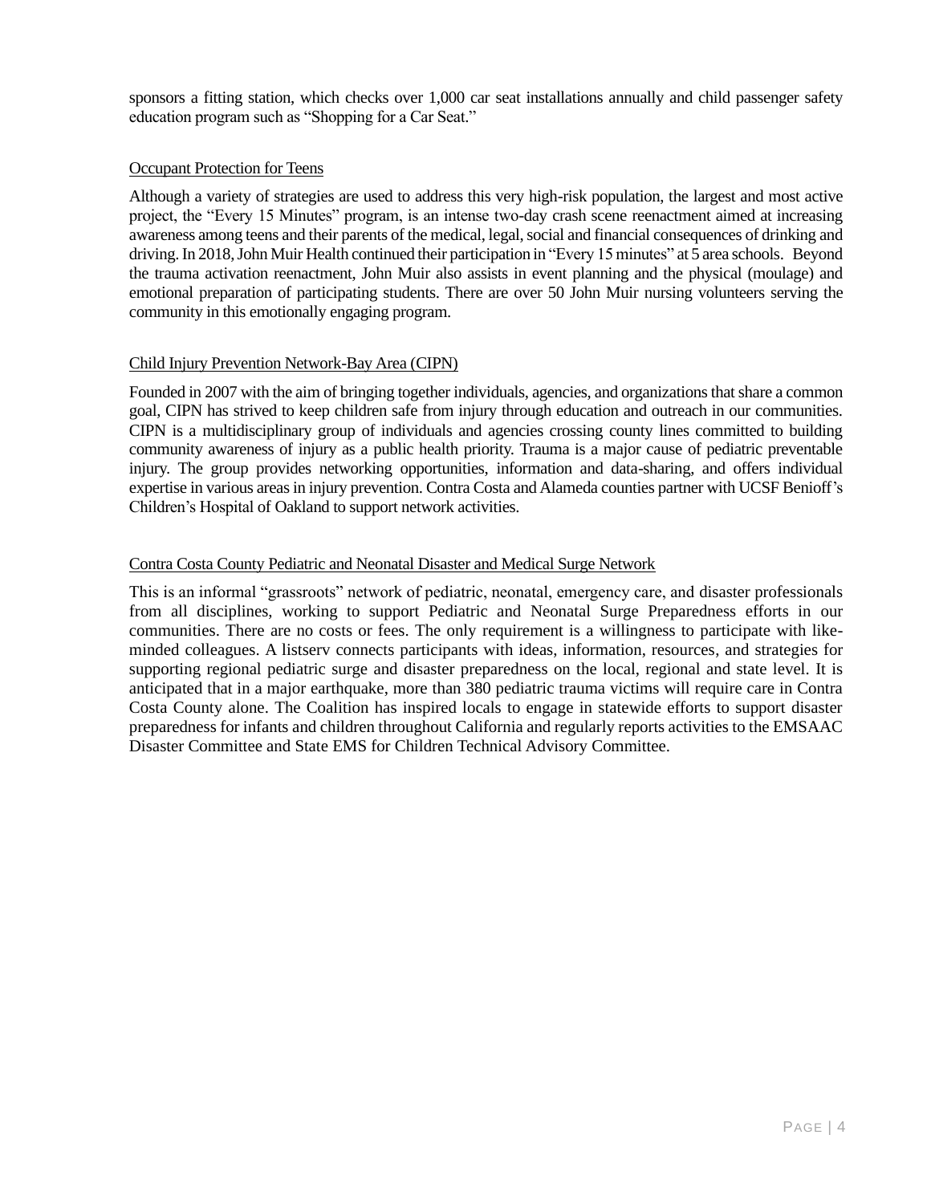sponsors a fitting station, which checks over 1,000 car seat installations annually and child passenger safety education program such as "Shopping for a Car Seat."

Occupant Protection for Teens

Although a variety of strategies are used to address this very high-risk population, the largest and most active project, the "Every 15 Minutes" program, is an intense two-day crash scene reenactment aimed at increasing awareness among teens and their parents of the medical, legal, social and financial consequences of drinking and driving. In 2018, John Muir Health continued their participation in "Every 15 minutes" at 5 area schools. Beyond the trauma activation reenactment, John Muir also assists in event planning and the physical (moulage) and emotional preparation of participating students. There are over 50 John Muir nursing volunteers serving the community in this emotionally engaging program.

Child Injury Prevention Network-Bay Area (CIPN)

Founded in 2007 with the aim of bringing together individuals, agencies, and organizations that share a common goal, CIPN has strived to keep children safe from injury through education and outreach in our communities. CIPN is a multidisciplinary group of individuals and agencies crossing county lines committed to building community awareness of injury as a public health priority. Trauma is a major cause of pediatric preventable injury. The group provides networking opportunities, information and data-sharing, and offers individual expertise in various areas in injury prevention. Contra Costa and Alameda counties partner with UCSF Benioff's Children's Hospital of Oakland to support network activities.

Contra Costa County Pediatric and Neonatal Disaster and Medical Surge Network

This is an informal "grassroots" network of pediatric, neonatal, emergency care, and disaster professionals from all disciplines, working to support Pediatric and Neonatal Surge Preparedness efforts in our communities. There are no costs or fees. The only requirement is a willingness to participate with like-minded colleagues. A listserv connects participants with ideas, information, resources, and strategies for supporting regional pediatric surge and disaster preparedness on the local, regional and state level. It is anticipated that in a major earthquake, more than 380 pediatric trauma victims will require care in Contra Costa County alone. The Coalition has inspired locals to engage in statewide efforts to support disaster preparedness for infants and children throughout California and regularly reports activities to the EMSAAC Disaster Committee and State EMS for Children Technical Advisory Committee.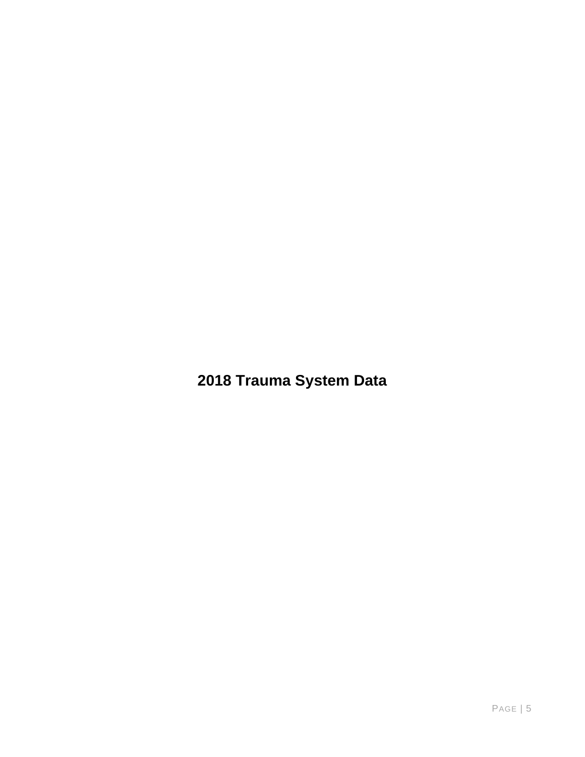# 2018 Trauma System Data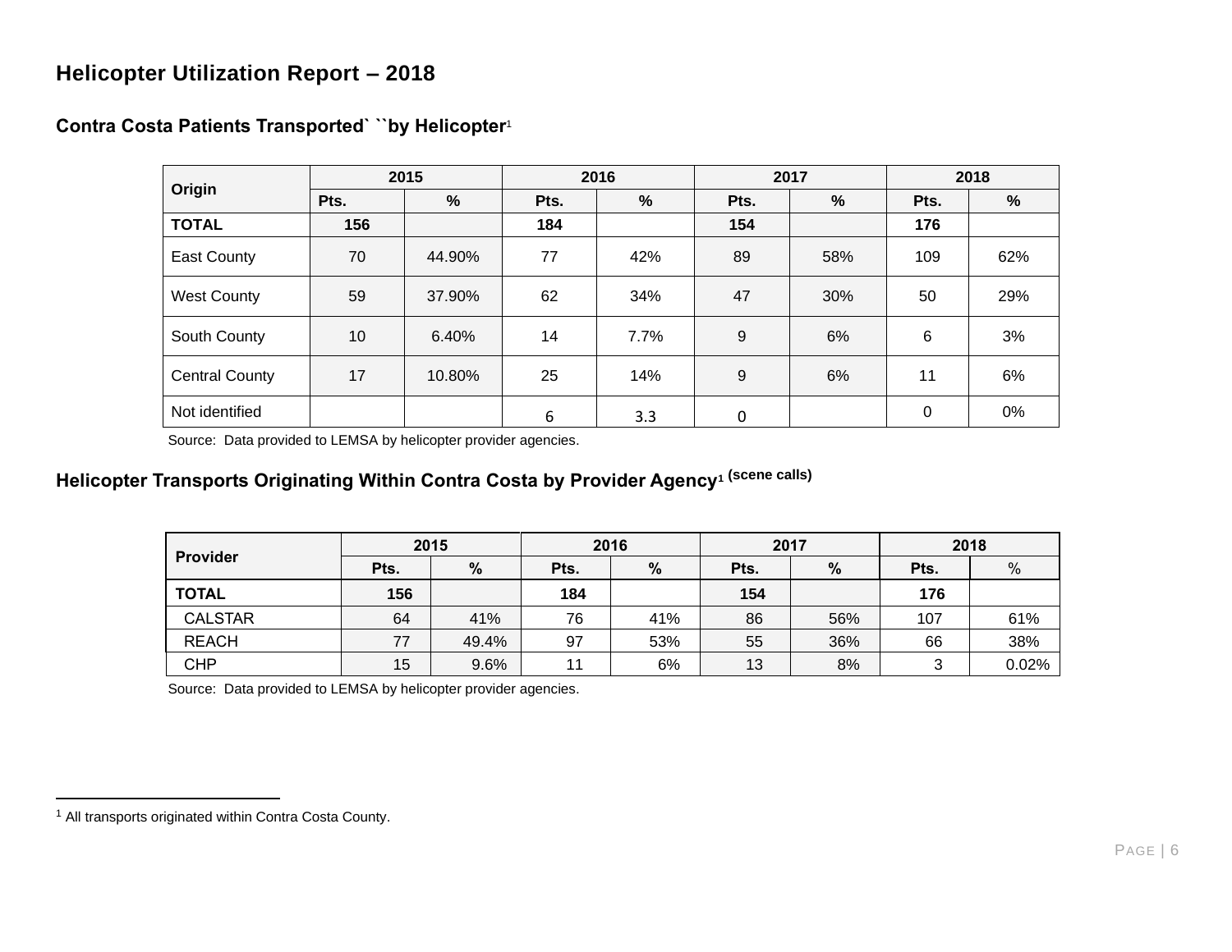# Helicopter Utilization Report – 2018

## Contra Costa Patients Transported` ``by Helicopter[1]

| Origin | 2015 | | 2016 | | 2017 | | 2018 | |
|---|---|---|---|---|---|---|---|---|
| | Pts. | % | Pts. | % | Pts. | % | Pts. | % |
| **TOTAL** | **156** | | **184** | | **154** | | **176** | |
| East County | 70 | 44.90% | 77 | 42% | 89 | 58% | 109 | 62% |
| West County | 59 | 37.90% | 62 | 34% | 47 | 30% | 50 | 29% |
| South County | 10 | 6.40% | 14 | 7.7% | 9 | 6% | 6 | 3% |
| Central County | 17 | 10.80% | 25 | 14% | 9 | 6% | 11 | 6% |
| Not identified | | | 6 | 3.3 | 0 | | 0 | 0% |

Source: Data provided to LEMSA by helicopter provider agencies.

## Helicopter Transports Originating Within Contra Costa by Provider Agency[1] (scene calls)

| Provider | 2015 | | 2016 | | 2017 | | 2018 | |
|---|---|---|---|---|---|---|---|---|
| | Pts. | % | Pts. | % | Pts. | % | Pts. | % |
| **TOTAL** | **156** | | **184** | | **154** | | **176** | |
| CALSTAR | 64 | 41% | 76 | 41% | 86 | 56% | 107 | 61% |
| REACH | 77 | 49.4% | 97 | 53% | 55 | 36% | 66 | 38% |
| CHP | 15 | 9.6% | 11 | 6% | 13 | 8% | 3 | 0.02% |

Source: Data provided to LEMSA by helicopter provider agencies.

[1] All transports originated within Contra Costa County.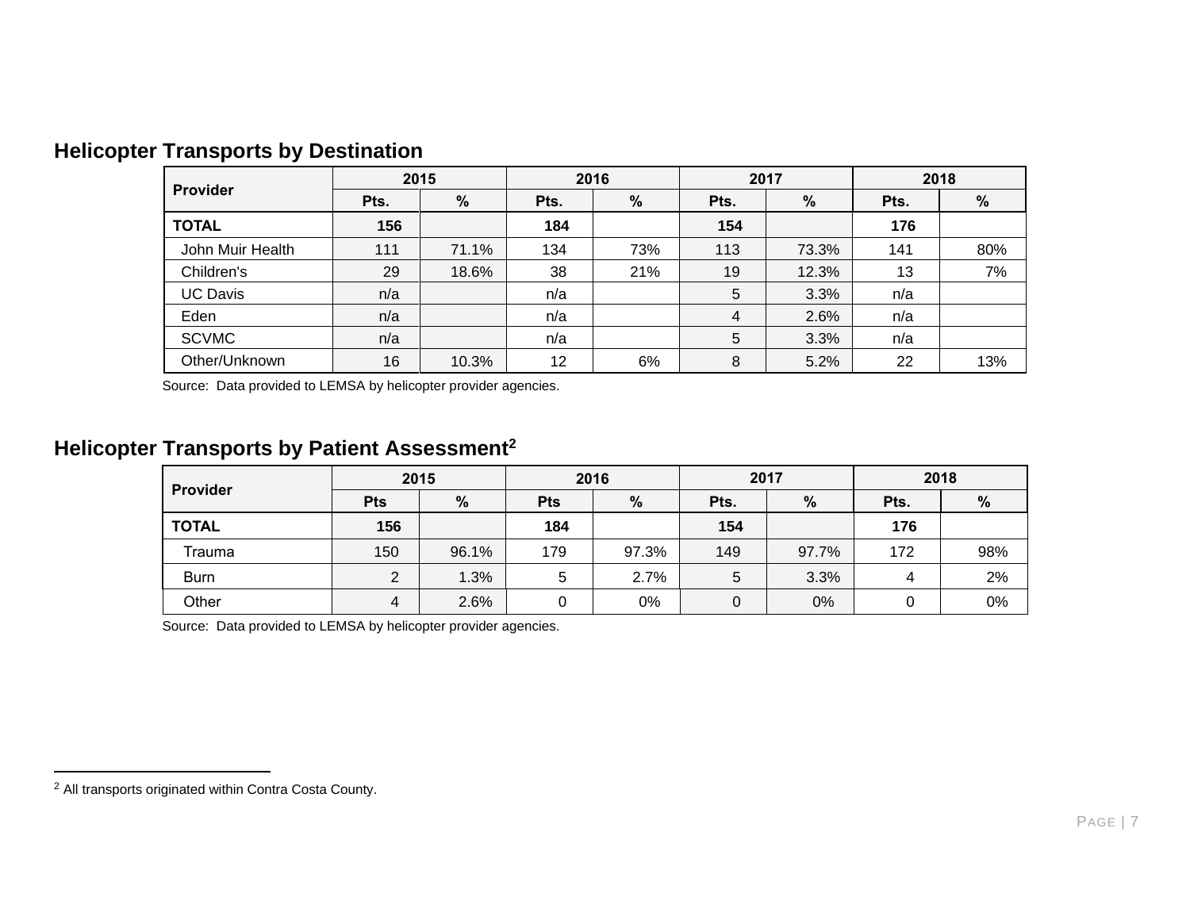## Helicopter Transports by Destination

| Provider | 2015 | | 2016 | | 2017 | | 2018 | |
|---|---|---|---|---|---|---|---|---|
| | Pts. | % | Pts. | % | Pts. | % | Pts. | % |
| **TOTAL** | **156** | | **184** | | **154** | | **176** | |
| John Muir Health | 111 | 71.1% | 134 | 73% | 113 | 73.3% | 141 | 80% |
| Children's | 29 | 18.6% | 38 | 21% | 19 | 12.3% | 13 | 7% |
| UC Davis | n/a | | n/a | | 5 | 3.3% | n/a | |
| Eden | n/a | | n/a | | 4 | 2.6% | n/a | |
| SCVMC | n/a | | n/a | | 5 | 3.3% | n/a | |
| Other/Unknown | 16 | 10.3% | 12 | 6% | 8 | 5.2% | 22 | 13% |

Source: Data provided to LEMSA by helicopter provider agencies.

## Helicopter Transports by Patient Assessment[2]

| Provider | 2015 | | 2016 | | 2017 | | 2018 | |
|---|---|---|---|---|---|---|---|---|
| | Pts | % | Pts | % | Pts. | % | Pts. | % |
| **TOTAL** | **156** | | **184** | | **154** | | **176** | |
| Trauma | 150 | 96.1% | 179 | 97.3% | 149 | 97.7% | 172 | 98% |
| Burn | 2 | 1.3% | 5 | 2.7% | 5 | 3.3% | 4 | 2% |
| Other | 4 | 2.6% | 0 | 0% | 0 | 0% | 0 | 0% |

Source: Data provided to LEMSA by helicopter provider agencies.

[2] All transports originated within Contra Costa County.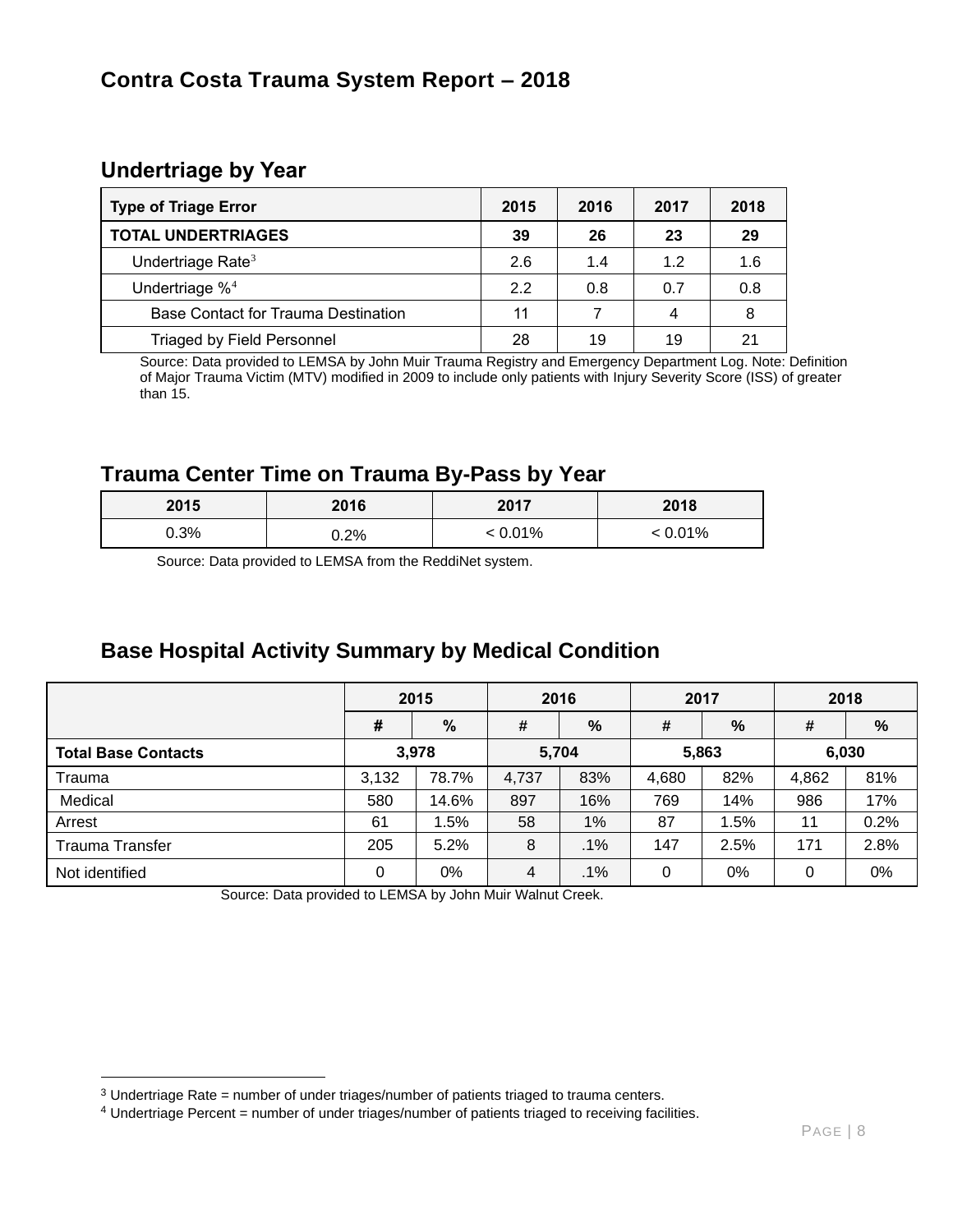## Contra Costa Trauma System Report – 2018

### Undertriage by Year

| Type of Triage Error | 2015 | 2016 | 2017 | 2018 |
|---|---|---|---|---|
| **TOTAL UNDERTRIAGES** | **39** | **26** | **23** | **29** |
| Undertriage Rate[3] | 2.6 | 1.4 | 1.2 | 1.6 |
| Undertriage %[4] | 2.2 | 0.8 | 0.7 | 0.8 |
| Base Contact for Trauma Destination | 11 | 7 | 4 | 8 |
| Triaged by Field Personnel | 28 | 19 | 19 | 21 |

Source: Data provided to LEMSA by John Muir Trauma Registry and Emergency Department Log. Note: Definition of Major Trauma Victim (MTV) modified in 2009 to include only patients with Injury Severity Score (ISS) of greater than 15.

### Trauma Center Time on Trauma By-Pass by Year

| 2015 | 2016 | 2017 | 2018 |
|---|---|---|---|
| 0.3% | 0.2% | < 0.01% | < 0.01% |

Source: Data provided to LEMSA from the ReddiNet system.

### Base Hospital Activity Summary by Medical Condition

| | 2015 | | 2016 | | 2017 | | 2018 | |
|---|---|---|---|---|---|---|---|---|
| | # | % | # | % | # | % | # | % |
| **Total Base Contacts** | **3,978** | | **5,704** | | **5,863** | | **6,030** | |
| Trauma | 3,132 | 78.7% | 4,737 | 83% | 4,680 | 82% | 4,862 | 81% |
| Medical | 580 | 14.6% | 897 | 16% | 769 | 14% | 986 | 17% |
| Arrest | 61 | 1.5% | 58 | 1% | 87 | 1.5% | 11 | 0.2% |
| Trauma Transfer | 205 | 5.2% | 8 | .1% | 147 | 2.5% | 171 | 2.8% |
| Not identified | 0 | 0% | 4 | .1% | 0 | 0% | 0 | 0% |

Source: Data provided to LEMSA by John Muir Walnut Creek.

[3] Undertriage Rate = number of under triages/number of patients triaged to trauma centers.

[4] Undertriage Percent = number of under triages/number of patients triaged to receiving facilities.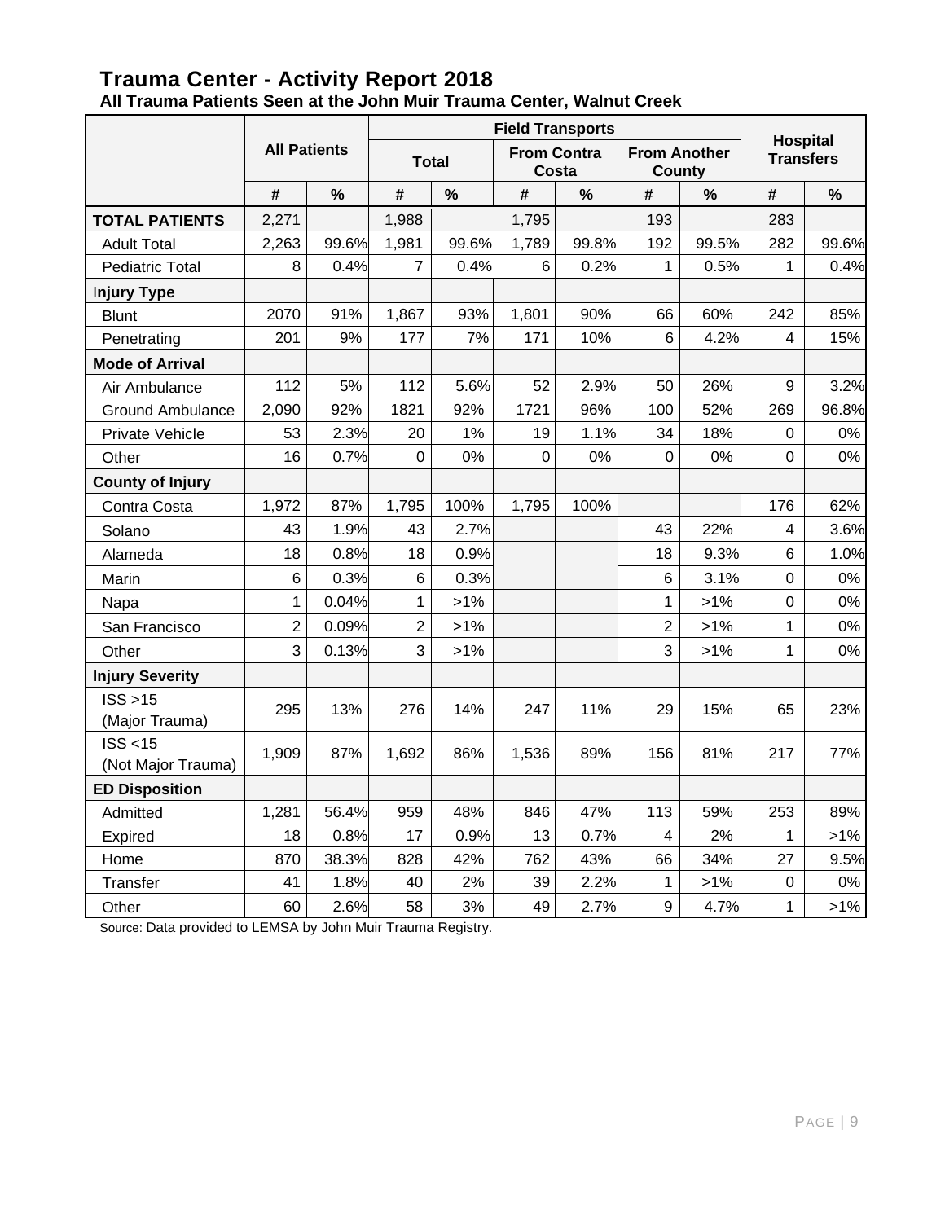# Trauma Center - Activity Report 2018

**All Trauma Patients Seen at the John Muir Trauma Center, Walnut Creek**

| | All Patients | | Field Transports | | | | | | Hospital Transfers | |
|---|---|---|---|---|---|---|---|---|---|---|
| | | | Total | | From Contra Costa | | From Another County | | | |
| | # | % | # | % | # | % | # | % | # | % |
| **TOTAL PATIENTS** | 2,271 | | 1,988 | | 1,795 | | 193 | | 283 | |
| Adult Total | 2,263 | 99.6% | 1,981 | 99.6% | 1,789 | 99.8% | 192 | 99.5% | 282 | 99.6% |
| Pediatric Total | 8 | 0.4% | 7 | 0.4% | 6 | 0.2% | 1 | 0.5% | 1 | 0.4% |
| **Injury Type** | | | | | | | | | | |
| Blunt | 2070 | 91% | 1,867 | 93% | 1,801 | 90% | 66 | 60% | 242 | 85% |
| Penetrating | 201 | 9% | 177 | 7% | 171 | 10% | 6 | 4.2% | 4 | 15% |
| **Mode of Arrival** | | | | | | | | | | |
| Air Ambulance | 112 | 5% | 112 | 5.6% | 52 | 2.9% | 50 | 26% | 9 | 3.2% |
| Ground Ambulance | 2,090 | 92% | 1821 | 92% | 1721 | 96% | 100 | 52% | 269 | 96.8% |
| Private Vehicle | 53 | 2.3% | 20 | 1% | 19 | 1.1% | 34 | 18% | 0 | 0% |
| Other | 16 | 0.7% | 0 | 0% | 0 | 0% | 0 | 0% | 0 | 0% |
| **County of Injury** | | | | | | | | | | |
| Contra Costa | 1,972 | 87% | 1,795 | 100% | 1,795 | 100% | | | 176 | 62% |
| Solano | 43 | 1.9% | 43 | 2.7% | | | 43 | 22% | 4 | 3.6% |
| Alameda | 18 | 0.8% | 18 | 0.9% | | | 18 | 9.3% | 6 | 1.0% |
| Marin | 6 | 0.3% | 6 | 0.3% | | | 6 | 3.1% | 0 | 0% |
| Napa | 1 | 0.04% | 1 | >1% | | | 1 | >1% | 0 | 0% |
| San Francisco | 2 | 0.09% | 2 | >1% | | | 2 | >1% | 1 | 0% |
| Other | 3 | 0.13% | 3 | >1% | | | 3 | >1% | 1 | 0% |
| **Injury Severity** | | | | | | | | | | |
| ISS >15 (Major Trauma) | 295 | 13% | 276 | 14% | 247 | 11% | 29 | 15% | 65 | 23% |
| ISS <15 (Not Major Trauma) | 1,909 | 87% | 1,692 | 86% | 1,536 | 89% | 156 | 81% | 217 | 77% |
| **ED Disposition** | | | | | | | | | | |
| Admitted | 1,281 | 56.4% | 959 | 48% | 846 | 47% | 113 | 59% | 253 | 89% |
| Expired | 18 | 0.8% | 17 | 0.9% | 13 | 0.7% | 4 | 2% | 1 | >1% |
| Home | 870 | 38.3% | 828 | 42% | 762 | 43% | 66 | 34% | 27 | 9.5% |
| Transfer | 41 | 1.8% | 40 | 2% | 39 | 2.2% | 1 | >1% | 0 | 0% |
| Other | 60 | 2.6% | 58 | 3% | 49 | 2.7% | 9 | 4.7% | 1 | >1% |

Source: Data provided to LEMSA by John Muir Trauma Registry.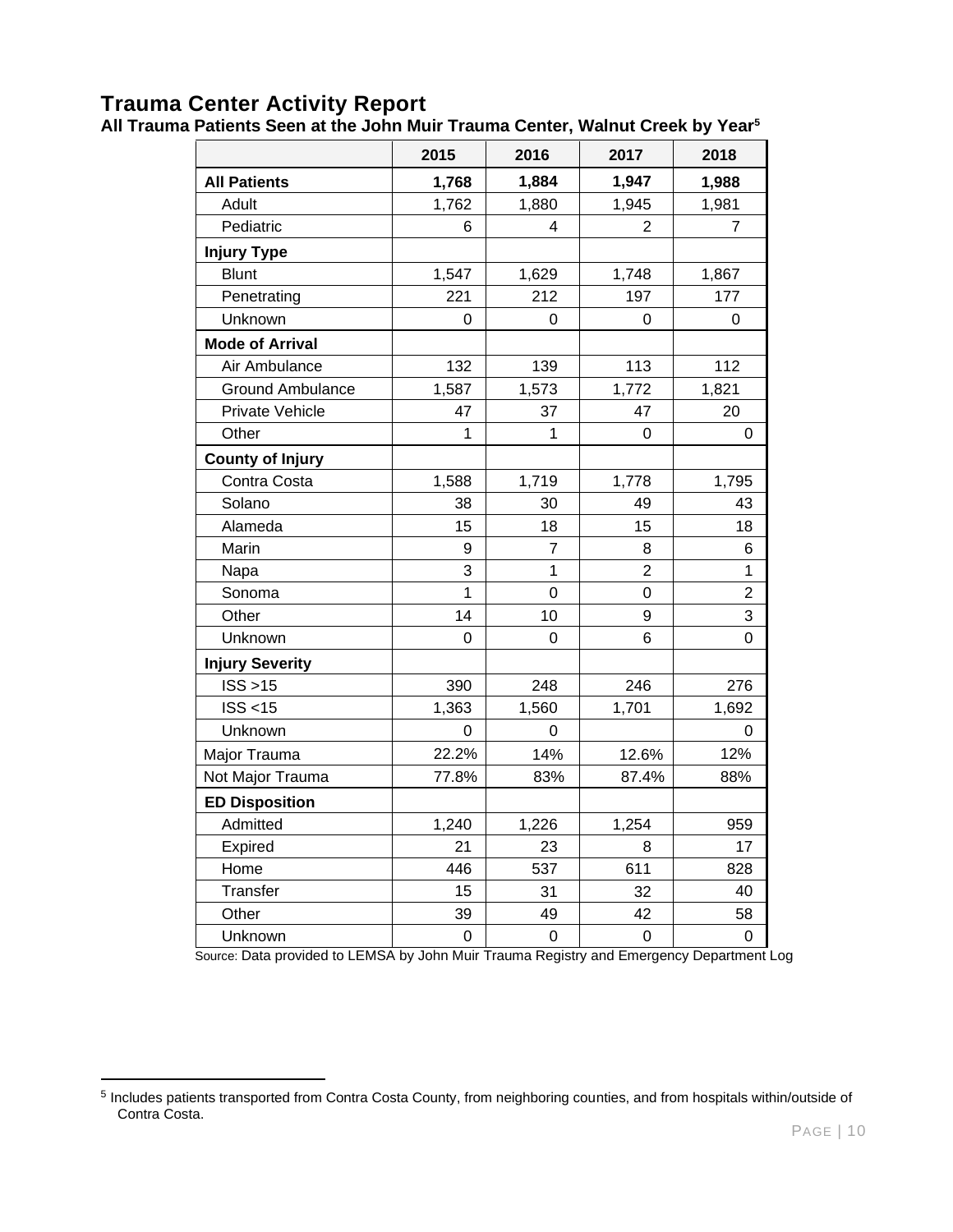## Trauma Center Activity Report

### All Trauma Patients Seen at the John Muir Trauma Center, Walnut Creek by Year[5]

| | 2015 | 2016 | 2017 | 2018 |
|---|---|---|---|---|
| **All Patients** | **1,768** | **1,884** | **1,947** | **1,988** |
| Adult | 1,762 | 1,880 | 1,945 | 1,981 |
| Pediatric | 6 | 4 | 2 | 7 |
| **Injury Type** | | | | |
| Blunt | 1,547 | 1,629 | 1,748 | 1,867 |
| Penetrating | 221 | 212 | 197 | 177 |
| Unknown | 0 | 0 | 0 | 0 |
| **Mode of Arrival** | | | | |
| Air Ambulance | 132 | 139 | 113 | 112 |
| Ground Ambulance | 1,587 | 1,573 | 1,772 | 1,821 |
| Private Vehicle | 47 | 37 | 47 | 20 |
| Other | 1 | 1 | 0 | 0 |
| **County of Injury** | | | | |
| Contra Costa | 1,588 | 1,719 | 1,778 | 1,795 |
| Solano | 38 | 30 | 49 | 43 |
| Alameda | 15 | 18 | 15 | 18 |
| Marin | 9 | 7 | 8 | 6 |
| Napa | 3 | 1 | 2 | 1 |
| Sonoma | 1 | 0 | 0 | 2 |
| Other | 14 | 10 | 9 | 3 |
| Unknown | 0 | 0 | 6 | 0 |
| **Injury Severity** | | | | |
| ISS >15 | 390 | 248 | 246 | 276 |
| ISS <15 | 1,363 | 1,560 | 1,701 | 1,692 |
| Unknown | 0 | 0 | | 0 |
| Major Trauma | 22.2% | 14% | 12.6% | 12% |
| Not Major Trauma | 77.8% | 83% | 87.4% | 88% |
| **ED Disposition** | | | | |
| Admitted | 1,240 | 1,226 | 1,254 | 959 |
| Expired | 21 | 23 | 8 | 17 |
| Home | 446 | 537 | 611 | 828 |
| Transfer | 15 | 31 | 32 | 40 |
| Other | 39 | 49 | 42 | 58 |
| Unknown | 0 | 0 | 0 | 0 |

Source: Data provided to LEMSA by John Muir Trauma Registry and Emergency Department Log

[5] Includes patients transported from Contra Costa County, from neighboring counties, and from hospitals within/outside of Contra Costa.